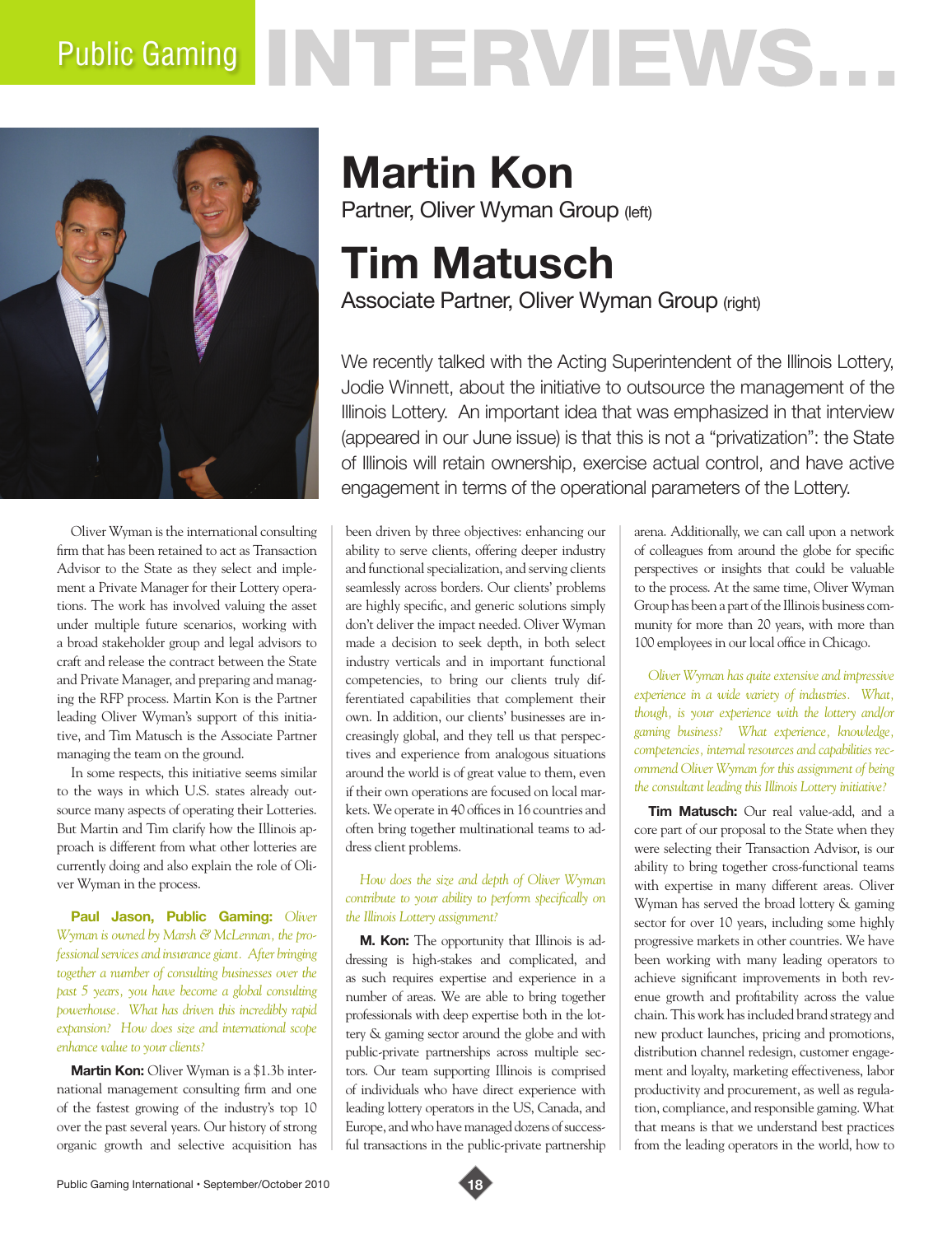# Public Gaming INTERVIEWS...

# Martin Kon

Partner, Oliver Wyman Group (left)

# Tim Matusch

Associate Partner, Oliver Wyman Group (right)

We recently talked with the Acting Superintendent of the Illinois Lottery, Jodie Winnett, about the initiative to outsource the management of the Illinois Lottery. An important idea that was emphasized in that interview (appeared in our June issue) is that this is not a "privatization": the State of Illinois will retain ownership, exercise actual control, and have active engagement in terms of the operational parameters of the Lottery.

Oliver Wyman is the international consulting firm that has been retained to act as Transaction Advisor to the State as they select and implement a Private Manager for their Lottery operations. The work has involved valuing the asset under multiple future scenarios, working with a broad stakeholder group and legal advisors to craft and release the contract between the State and Private Manager, and preparing and managing the RFP process. Martin Kon is the Partner leading Oliver Wyman's support of this initiative, and Tim Matusch is the Associate Partner managing the team on the ground.

In some respects, this initiative seems similar to the ways in which U.S. states already outsource many aspects of operating their Lotteries. But Martin and Tim clarify how the Illinois approach is different from what other lotteries are currently doing and also explain the role of Oliver Wyman in the process.

**Paul Jason, Public Gaming:** *Oliver Wyman is owned by Marsh & McLennan, the professional services and insurance giant. After bringing together a number of consulting businesses over the past 5 years, you have become a global consulting powerhouse. What has driven this incredibly rapid expansion? How does size and international scope enhance value to your clients?*

**Martin Kon:** Oliver Wyman is a $1.3b international management consulting firm and one of the fastest growing of the industry's top 10 over the past several years. Our history of strong organic growth and selective acquisition has been driven by three objectives: enhancing our ability to serve clients, offering deeper industry and functional specialization, and serving clients seamlessly across borders. Our clients' problems are highly specific, and generic solutions simply don't deliver the impact needed. Oliver Wyman made a decision to seek depth, in both select industry verticals and in important functional competencies, to bring our clients truly differentiated capabilities that complement their own. In addition, our clients' businesses are increasingly global, and they tell us that perspectives and experience from analogous situations around the world is of great value to them, even if their own operations are focused on local markets. We operate in 40 offices in 16 countries and often bring together multinational teams to address client problems.

*How does the size and depth of Oliver Wyman contribute to your ability to perform specifically on the Illinois Lottery assignment?*

**M. Kon:** The opportunity that Illinois is addressing is high-stakes and complicated, and as such requires expertise and experience in a number of areas. We are able to bring together professionals with deep expertise both in the lottery & gaming sector around the globe and with public-private partnerships across multiple sectors. Our team supporting Illinois is comprised of individuals who have direct experience with leading lottery operators in the US, Canada, and Europe, and who have managed dozens of successful transactions in the public-private partnership arena. Additionally, we can call upon a network of colleagues from around the globe for specific perspectives or insights that could be valuable to the process. At the same time, Oliver Wyman Group has been a part of the Illinois business community for more than 20 years, with more than 100 employees in our local office in Chicago.

*Oliver Wyman has quite extensive and impressive experience in a wide variety of industries. What, though, is your experience with the lottery and/or gaming business? What experience, knowledge, competencies, internal resources and capabilities recommend Oliver Wyman for this assignment of being the consultant leading this Illinois Lottery initiative?*

**Tim Matusch:** Our real value-add, and a core part of our proposal to the State when they were selecting their Transaction Advisor, is our ability to bring together cross-functional teams with expertise in many different areas. Oliver Wyman has served the broad lottery & gaming sector for over 10 years, including some highly progressive markets in other countries. We have been working with many leading operators to achieve significant improvements in both revenue growth and profitability across the value chain. This work has included brand strategy and new product launches, pricing and promotions, distribution channel redesign, customer engagement and loyalty, marketing effectiveness, labor productivity and procurement, as well as regulation, compliance, and responsible gaming. What that means is that we understand best practices from the leading operators in the world, how to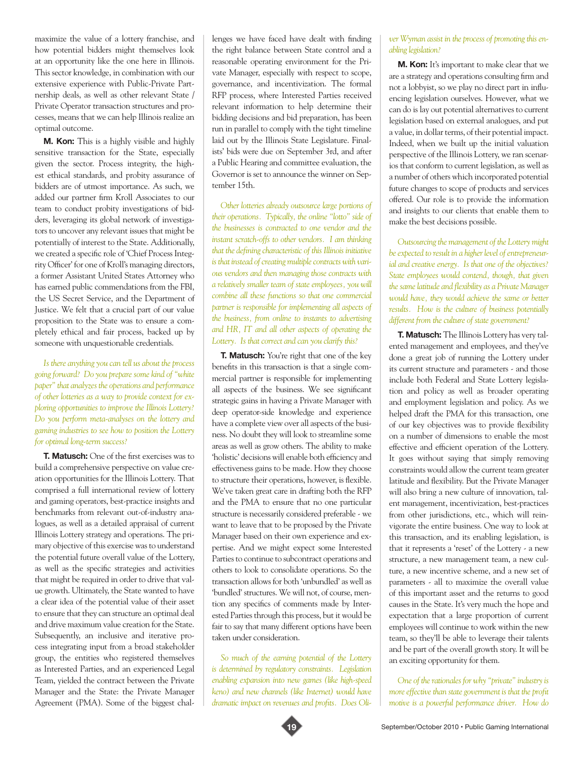maximize the value of a lottery franchise, and how potential bidders might themselves look at an opportunity like the one here in Illinois. This sector knowledge, in combination with our extensive experience with Public-Private Partnership deals, as well as other relevant State / Private Operator transaction structures and processes, means that we can help Illinois realize an optimal outcome.

**M. Kon:** This is a highly visible and highly sensitive transaction for the State, especially given the sector. Process integrity, the highest ethical standards, and probity assurance of bidders are of utmost importance. As such, we added our partner firm Kroll Associates to our team to conduct probity investigations of bidders, leveraging its global network of investigators to uncover any relevant issues that might be potentially of interest to the State. Additionally, we created a specific role of 'Chief Process Integrity Officer' for one of Kroll's managing directors, a former Assistant United States Attorney who has earned public commendations from the FBI, the US Secret Service, and the Department of Justice. We felt that a crucial part of our value proposition to the State was to ensure a completely ethical and fair process, backed up by someone with unquestionable credentials.

*Is there anything you can tell us about the process going forward? Do you prepare some kind of "white paper" that analyzes the operations and performance of other lotteries as a way to provide context for exploring opportunities to improve the Illinois Lottery? Do you perform meta-analyses on the lottery and gaming industries to see how to position the Lottery for optimal long-term success?*

**T. Matusch:** One of the first exercises was to build a comprehensive perspective on value creation opportunities for the Illinois Lottery. That comprised a full international review of lottery and gaming operators, best-practice insights and benchmarks from relevant out-of-industry analogues, as well as a detailed appraisal of current Illinois Lottery strategy and operations. The primary objective of this exercise was to understand the potential future overall value of the Lottery, as well as the specific strategies and activities that might be required in order to drive that value growth. Ultimately, the State wanted to have a clear idea of the potential value of their asset to ensure that they can structure an optimal deal and drive maximum value creation for the State. Subsequently, an inclusive and iterative process integrating input from a broad stakeholder group, the entities who registered themselves as Interested Parties, and an experienced Legal Team, yielded the contract between the Private Manager and the State: the Private Manager Agreement (PMA). Some of the biggest challenges we have faced have dealt with finding the right balance between State control and a reasonable operating environment for the Private Manager, especially with respect to scope, governance, and incentivization. The formal RFP process, where Interested Parties received relevant information to help determine their bidding decisions and bid preparation, has been run in parallel to comply with the tight timeline laid out by the Illinois State Legislature. Finalists' bids were due on September 3rd, and after a Public Hearing and committee evaluation, the Governor is set to announce the winner on September 15th.

*Other lotteries already outsource large portions of their operations. Typically, the online "lotto" side of the businesses is contracted to one vendor and the instant scratch-offs to other vendors. I am thinking that the defining characteristic of this Illinois initiative is that instead of creating multiple contracts with various vendors and then managing those contracts with a relatively smaller team of state employees, you will combine all these functions so that one commercial partner is responsible for implementing all aspects of the business, from online to instants to advertising and HR, IT and all other aspects of operating the Lottery. Is that correct and can you clarify this?*

**T. Matusch:** You're right that one of the key benefits in this transaction is that a single commercial partner is responsible for implementing all aspects of the business. We see significant strategic gains in having a Private Manager with deep operator-side knowledge and experience have a complete view over all aspects of the business. No doubt they will look to streamline some areas as well as grow others. The ability to make 'holistic' decisions will enable both efficiency and effectiveness gains to be made. How they choose to structure their operations, however, is flexible. We've taken great care in drafting both the RFP and the PMA to ensure that no one particular structure is necessarily considered preferable - we want to leave that to be proposed by the Private Manager based on their own experience and expertise. And we might expect some Interested Parties to continue to subcontract operations and others to look to consolidate operations. So the transaction allows for both 'unbundled' as well as 'bundled' structures. We will not, of course, mention any specifics of comments made by Interested Parties through this process, but it would be fair to say that many different options have been taken under consideration.

*So much of the earning potential of the Lottery is determined by regulatory constraints. Legislation enabling expansion into new games (like high-speed keno) and new channels (like Internet) would have dramatic impact on revenues and profits. Does Oliver Wyman assist in the process of promoting this enabling legislation?*

**M. Kon:** It's important to make clear that we are a strategy and operations consulting firm and not a lobbyist, so we play no direct part in influencing legislation ourselves. However, what we can do is lay out potential alternatives to current legislation based on external analogues, and put a value, in dollar terms, of their potential impact. Indeed, when we built up the initial valuation perspective of the Illinois Lottery, we ran scenarios that conform to current legislation, as well as a number of others which incorporated potential future changes to scope of products and services offered. Our role is to provide the information and insights to our clients that enable them to make the best decisions possible.

*Outsourcing the management of the Lottery might be expected to result in a higher level of entrepreneurial and creative energy. Is that one of the objectives? State employees would contend, though, that given the same latitude and flexibility as a Private Manager would have, they would achieve the same or better results. How is the culture of business potentially different from the culture of state government?*

**T. Matusch:** The Illinois Lottery has very talented management and employees, and they've done a great job of running the Lottery under its current structure and parameters - and those include both Federal and State Lottery legislation and policy as well as broader operating and employment legislation and policy. As we helped draft the PMA for this transaction, one of our key objectives was to provide flexibility on a number of dimensions to enable the most effective and efficient operation of the Lottery. It goes without saying that simply removing constraints would allow the current team greater latitude and flexibility. But the Private Manager will also bring a new culture of innovation, talent management, incentivization, best-practices from other jurisdictions, etc., which will reinvigorate the entire business. One way to look at this transaction, and its enabling legislation, is that it represents a 'reset' of the Lottery - a new structure, a new management team, a new culture, a new incentive scheme, and a new set of parameters - all to maximize the overall value of this important asset and the returns to good causes in the State. It's very much the hope and expectation that a large proportion of current employees will continue to work within the new team, so they'll be able to leverage their talents and be part of the overall growth story. It will be an exciting opportunity for them.

*One of the rationales for why "private" industry is more effective than state government is that the profit motive is a powerful performance driver. How do*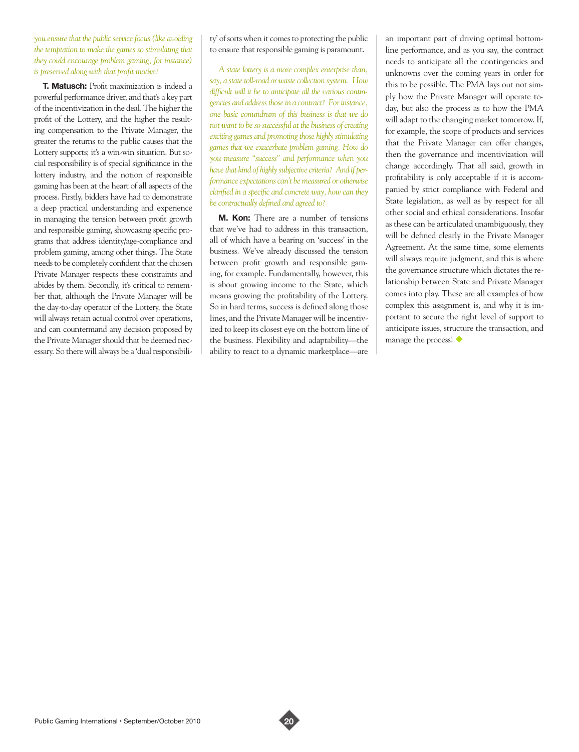*you ensure that the public service focus (like avoiding the temptation to make the games so stimulating that they could encourage problem gaming, for instance) is preserved along with that profit motive?*

**T. Matusch:** Profit maximization is indeed a powerful performance driver, and that's a key part of the incentivization in the deal. The higher the profit of the Lottery, and the higher the resulting compensation to the Private Manager, the greater the returns to the public causes that the Lottery supports; it's a win-win situation. But social responsibility is of special significance in the lottery industry, and the notion of responsible gaming has been at the heart of all aspects of the process. Firstly, bidders have had to demonstrate a deep practical understanding and experience in managing the tension between profit growth and responsible gaming, showcasing specific programs that address identity/age-compliance and problem gaming, among other things. The State needs to be completely confident that the chosen Private Manager respects these constraints and abides by them. Secondly, it's critical to remember that, although the Private Manager will be the day-to-day operator of the Lottery, the State will always retain actual control over operations, and can countermand any decision proposed by the Private Manager should that be deemed necessary. So there will always be a 'dual responsibility' of sorts when it comes to protecting the public to ensure that responsible gaming is paramount.

*A state lottery is a more complex enterprise than, say, a state toll-road or waste collection system. How difficult will it be to anticipate all the various contingencies and address those in a contract? For instance, one basic conundrum of this business is that we do not want to be so successful at the business of creating exciting games and promoting those highly stimulating games that we exacerbate problem gaming. How do you measure "success" and performance when you have that kind of highly subjective criteria? And if performance expectations can't be measured or otherwise clarified in a specific and concrete way, how can they be contractually defined and agreed to?*

**M. Kon:** There are a number of tensions that we've had to address in this transaction, all of which have a bearing on 'success' in the business. We've already discussed the tension between profit growth and responsible gaming, for example. Fundamentally, however, this is about growing income to the State, which means growing the profitability of the Lottery. So in hard terms, success is defined along those lines, and the Private Manager will be incentivized to keep its closest eye on the bottom line of the business. Flexibility and adaptability—the ability to react to a dynamic marketplace—are an important part of driving optimal bottom-line performance, and as you say, the contract needs to anticipate all the contingencies and unknowns over the coming years in order for this to be possible. The PMA lays out not simply how the Private Manager will operate today, but also the process as to how the PMA will adapt to the changing market tomorrow. If, for example, the scope of products and services that the Private Manager can offer changes, then the governance and incentivization will change accordingly. That all said, growth in profitability is only acceptable if it is accompanied by strict compliance with Federal and State legislation, as well as by respect for all other social and ethical considerations. Insofar as these can be articulated unambiguously, they will be defined clearly in the Private Manager Agreement. At the same time, some elements will always require judgment, and this is where the governance structure which dictates the relationship between State and Private Manager comes into play. These are all examples of how complex this assignment is, and why it is important to secure the right level of support to anticipate issues, structure the transaction, and manage the process! ◆